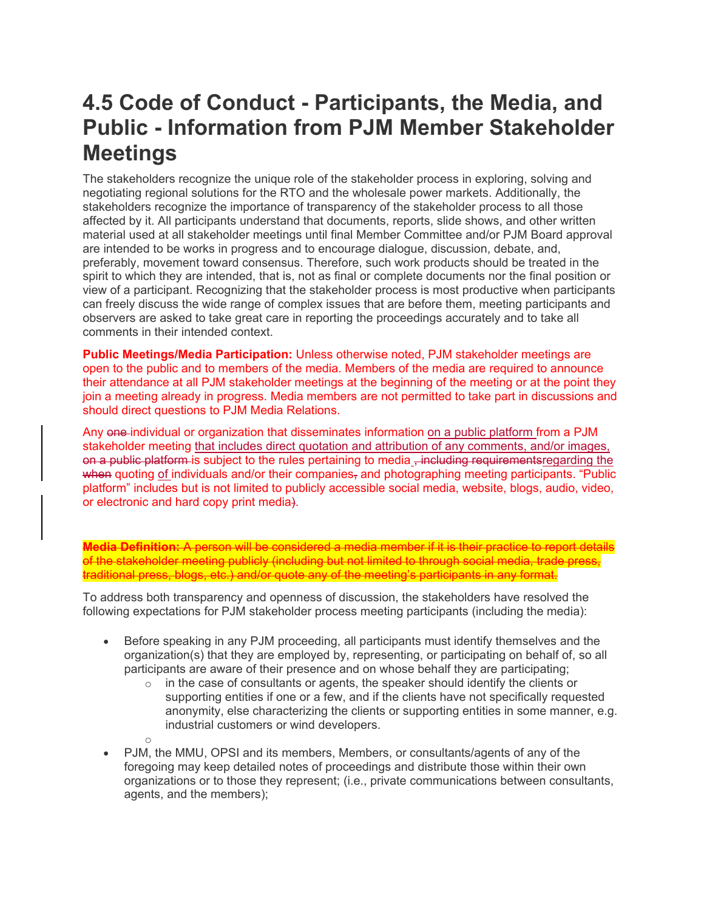# 4.5 Code of Conduct - Participants, the Media, and Public - Information from PJM Member Stakeholder Meetings

The stakeholders recognize the unique role of the stakeholder process in exploring, solving and negotiating regional solutions for the RTO and the wholesale power markets. Additionally, the stakeholders recognize the importance of transparency of the stakeholder process to all those affected by it. All participants understand that documents, reports, slide shows, and other written material used at all stakeholder meetings until final Member Committee and/or PJM Board approval are intended to be works in progress and to encourage dialogue, discussion, debate, and, preferably, movement toward consensus. Therefore, such work products should be treated in the spirit to which they are intended, that is, not as final or complete documents nor the final position or view of a participant. Recognizing that the stakeholder process is most productive when participants can freely discuss the wide range of complex issues that are before them, meeting participants and observers are asked to take great care in reporting the proceedings accurately and to take all comments in their intended context.

**Public Meetings/Media Participation:** Unless otherwise noted, PJM stakeholder meetings are open to the public and to members of the media. Members of the media are required to announce their attendance at all PJM stakeholder meetings at the beginning of the meeting or at the point they join a meeting already in progress. Media members are not permitted to take part in discussions and should direct questions to PJM Media Relations.

Any ~~one~~ individual or organization that disseminates information <u>on a public platform</u> from a PJM stakeholder meeting <u>that includes direct quotation and attribution of any comments, and/or images,</u> ~~on a public platform~~ is subject to the rules pertaining to media ~~, including requirements~~<u>regarding the</u> ~~when~~ quoting <u>of</u> individuals and/or their companies~~,~~ and photographing meeting participants. "Public platform" includes but is not limited to publicly accessible social media, website, blogs, audio, video, or electronic and hard copy print media~~)~~.

~~**Media Definition:** A person will be considered a media member if it is their practice to report details of the stakeholder meeting publicly (including but not limited to through social media, trade press, traditional press, blogs, etc.) and/or quote any of the meeting's participants in any format.~~

To address both transparency and openness of discussion, the stakeholders have resolved the following expectations for PJM stakeholder process meeting participants (including the media):

- Before speaking in any PJM proceeding, all participants must identify themselves and the organization(s) that they are employed by, representing, or participating on behalf of, so all participants are aware of their presence and on whose behalf they are participating;
  - in the case of consultants or agents, the speaker should identify the clients or supporting entities if one or a few, and if the clients have not specifically requested anonymity, else characterizing the clients or supporting entities in some manner, e.g. industrial customers or wind developers.
- PJM, the MMU, OPSI and its members, Members, or consultants/agents of any of the foregoing may keep detailed notes of proceedings and distribute those within their own organizations or to those they represent; (i.e., private communications between consultants, agents, and the members);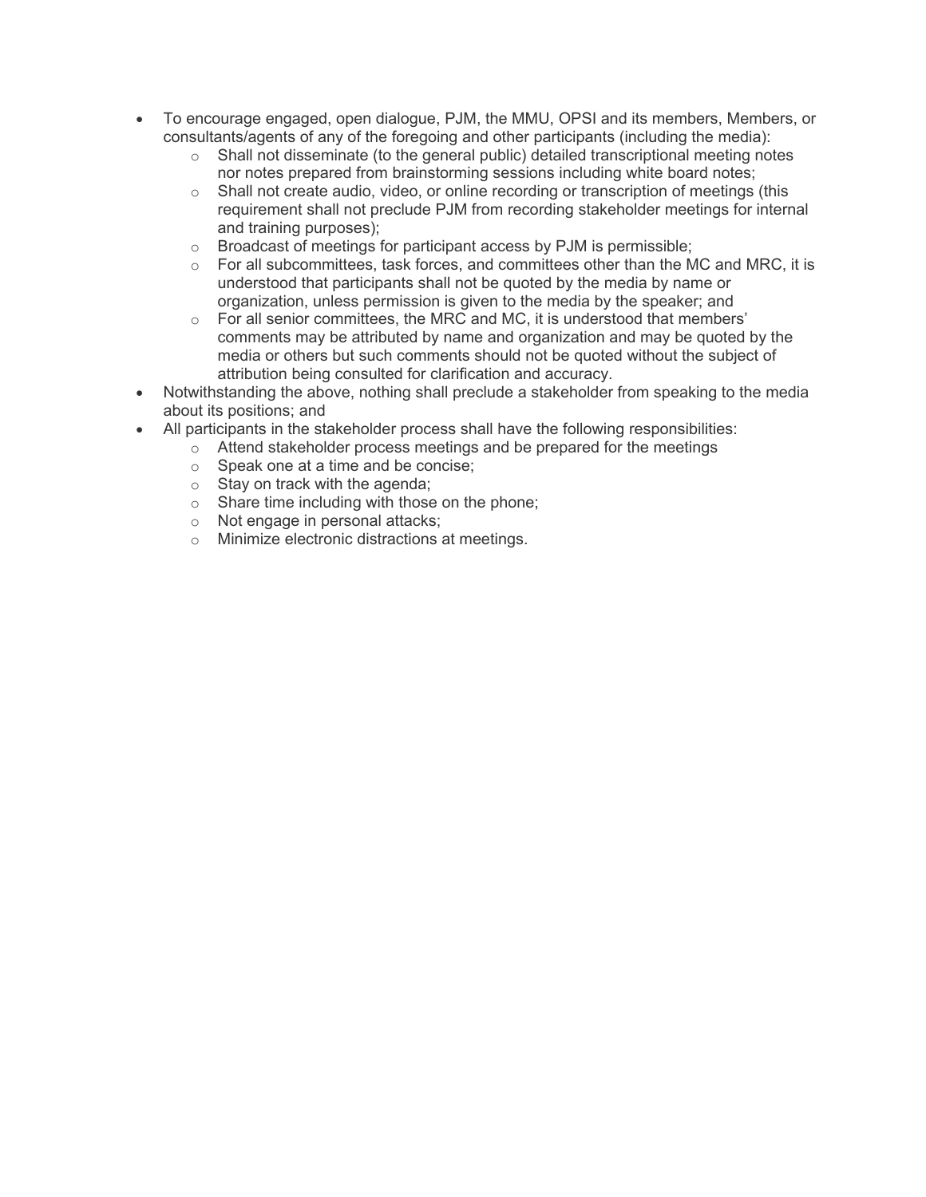- To encourage engaged, open dialogue, PJM, the MMU, OPSI and its members, Members, or consultants/agents of any of the foregoing and other participants (including the media):
  - Shall not disseminate (to the general public) detailed transcriptional meeting notes nor notes prepared from brainstorming sessions including white board notes;
  - Shall not create audio, video, or online recording or transcription of meetings (this requirement shall not preclude PJM from recording stakeholder meetings for internal and training purposes);
  - Broadcast of meetings for participant access by PJM is permissible;
  - For all subcommittees, task forces, and committees other than the MC and MRC, it is understood that participants shall not be quoted by the media by name or organization, unless permission is given to the media by the speaker; and
  - For all senior committees, the MRC and MC, it is understood that members' comments may be attributed by name and organization and may be quoted by the media or others but such comments should not be quoted without the subject of attribution being consulted for clarification and accuracy.
- Notwithstanding the above, nothing shall preclude a stakeholder from speaking to the media about its positions; and
- All participants in the stakeholder process shall have the following responsibilities:
  - Attend stakeholder process meetings and be prepared for the meetings
  - Speak one at a time and be concise;
  - Stay on track with the agenda;
  - Share time including with those on the phone;
  - Not engage in personal attacks;
  - Minimize electronic distractions at meetings.